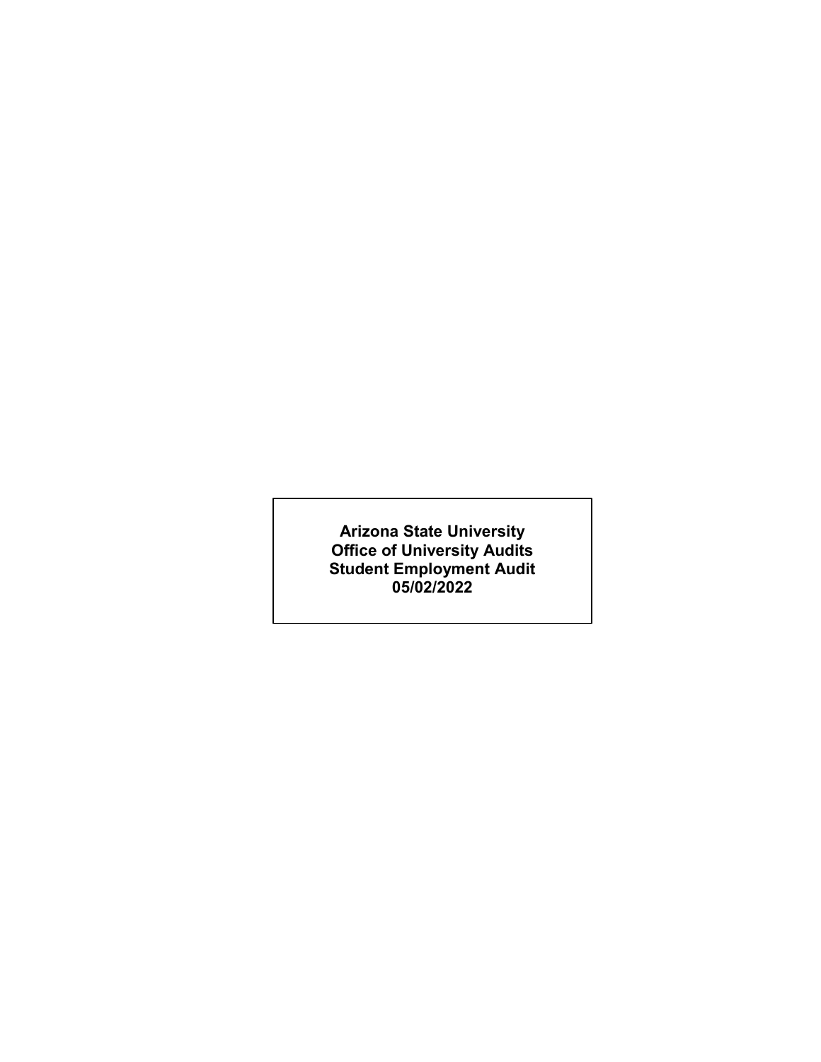**Arizona State University**
**Office of University Audits**
**Student Employment Audit**
**05/02/2022**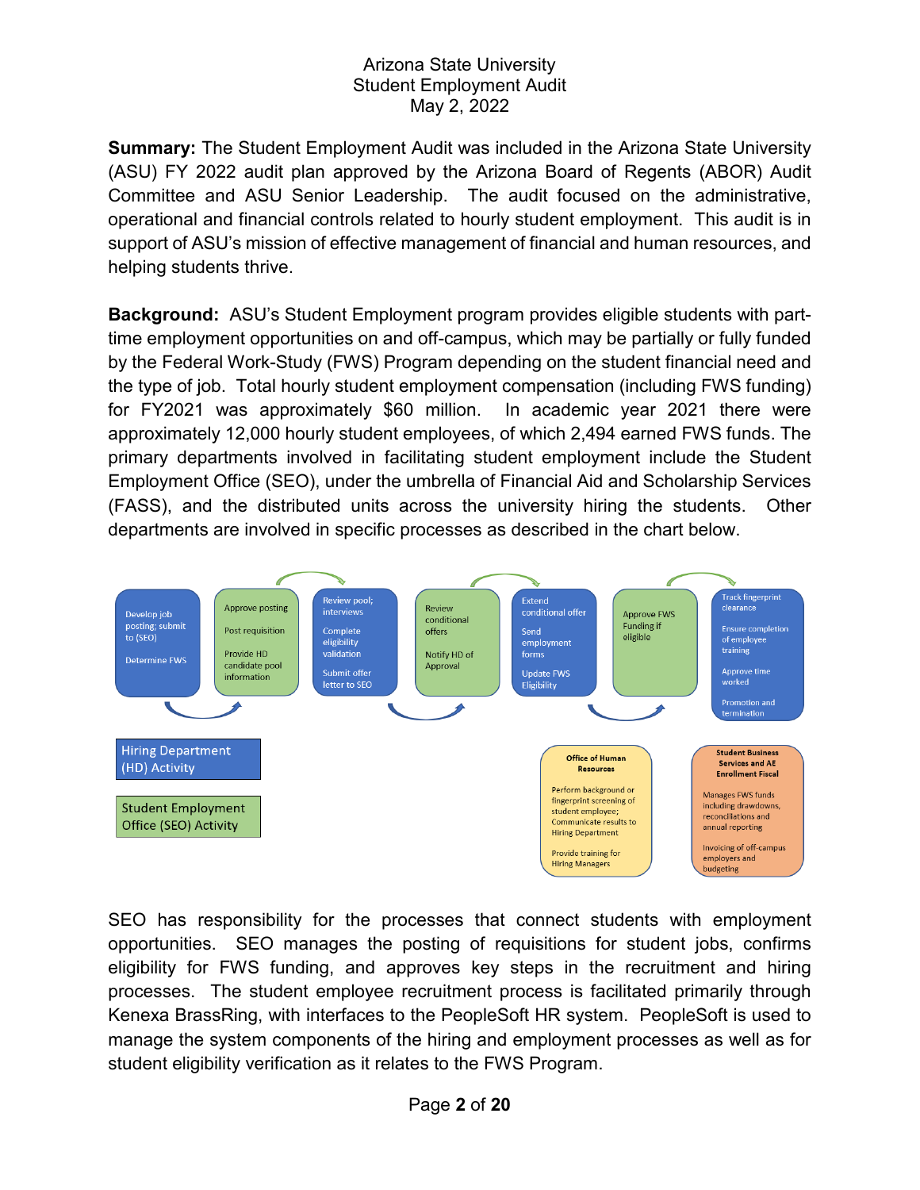Arizona State University
Student Employment Audit
May 2, 2022

**Summary:** The Student Employment Audit was included in the Arizona State University (ASU) FY 2022 audit plan approved by the Arizona Board of Regents (ABOR) Audit Committee and ASU Senior Leadership. The audit focused on the administrative, operational and financial controls related to hourly student employment. This audit is in support of ASU's mission of effective management of financial and human resources, and helping students thrive.

**Background:** ASU's Student Employment program provides eligible students with part-time employment opportunities on and off-campus, which may be partially or fully funded by the Federal Work-Study (FWS) Program depending on the student financial need and the type of job. Total hourly student employment compensation (including FWS funding) for FY2021 was approximately \$60 million. In academic year 2021 there were approximately 12,000 hourly student employees, of which 2,494 earned FWS funds. The primary departments involved in facilitating student employment include the Student Employment Office (SEO), under the umbrella of Financial Aid and Scholarship Services (FASS), and the distributed units across the university hiring the students. Other departments are involved in specific processes as described in the chart below.

Develop job posting; submit to (SEO)

Determine FWS

Approve posting

Post requisition

Provide HD candidate pool information

Review pool; interviews

Complete eligibility validation

Submit offer letter to SEO

Review conditional offers

Notify HD of Approval

Extend conditional offer

Send employment forms

Update FWS Eligibility

Approve FWS Funding if eligible

Track fingerprint clearance

Ensure completion of employee training

Approve time worked

Promotion and termination

Hiring Department (HD) Activity

Student Employment Office (SEO) Activity

**Office of Human Resources**

Perform background or fingerprint screening of student employee; Communicate results to Hiring Department

Provide training for Hiring Managers

**Student Business Services and AE Enrollment Fiscal**

Manages FWS funds including drawdowns, reconciliations and annual reporting

Invoicing of off-campus employers and budgeting

SEO has responsibility for the processes that connect students with employment opportunities. SEO manages the posting of requisitions for student jobs, confirms eligibility for FWS funding, and approves key steps in the recruitment and hiring processes. The student employee recruitment process is facilitated primarily through Kenexa BrassRing, with interfaces to the PeopleSoft HR system. PeopleSoft is used to manage the system components of the hiring and employment processes as well as for student eligibility verification as it relates to the FWS Program.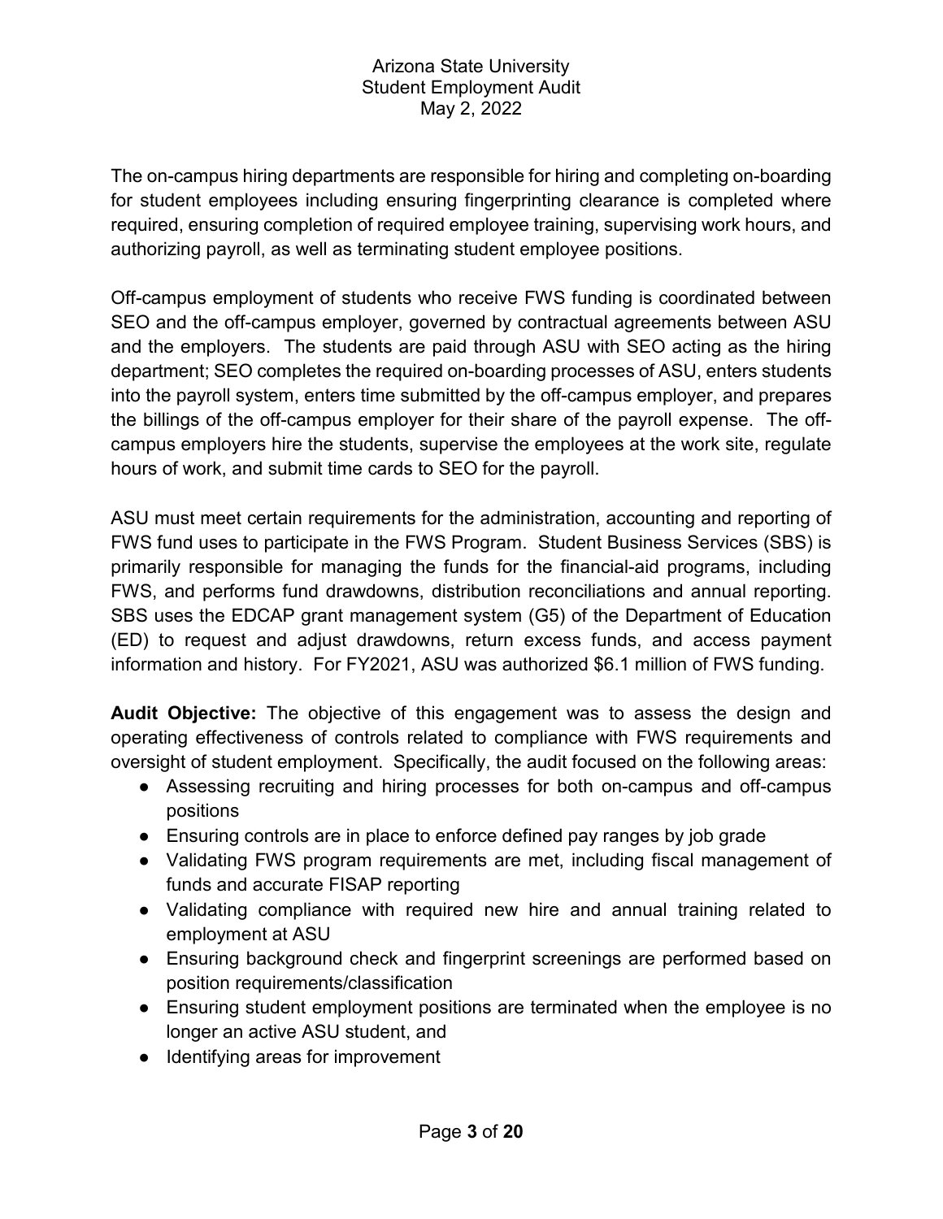The on-campus hiring departments are responsible for hiring and completing on-boarding for student employees including ensuring fingerprinting clearance is completed where required, ensuring completion of required employee training, supervising work hours, and authorizing payroll, as well as terminating student employee positions.

Off-campus employment of students who receive FWS funding is coordinated between SEO and the off-campus employer, governed by contractual agreements between ASU and the employers. The students are paid through ASU with SEO acting as the hiring department; SEO completes the required on-boarding processes of ASU, enters students into the payroll system, enters time submitted by the off-campus employer, and prepares the billings of the off-campus employer for their share of the payroll expense. The off-campus employers hire the students, supervise the employees at the work site, regulate hours of work, and submit time cards to SEO for the payroll.

ASU must meet certain requirements for the administration, accounting and reporting of FWS fund uses to participate in the FWS Program. Student Business Services (SBS) is primarily responsible for managing the funds for the financial-aid programs, including FWS, and performs fund drawdowns, distribution reconciliations and annual reporting. SBS uses the EDCAP grant management system (G5) of the Department of Education (ED) to request and adjust drawdowns, return excess funds, and access payment information and history. For FY2021, ASU was authorized $6.1 million of FWS funding.

**Audit Objective:** The objective of this engagement was to assess the design and operating effectiveness of controls related to compliance with FWS requirements and oversight of student employment. Specifically, the audit focused on the following areas:

- Assessing recruiting and hiring processes for both on-campus and off-campus positions
- Ensuring controls are in place to enforce defined pay ranges by job grade
- Validating FWS program requirements are met, including fiscal management of funds and accurate FISAP reporting
- Validating compliance with required new hire and annual training related to employment at ASU
- Ensuring background check and fingerprint screenings are performed based on position requirements/classification
- Ensuring student employment positions are terminated when the employee is no longer an active ASU student, and
- Identifying areas for improvement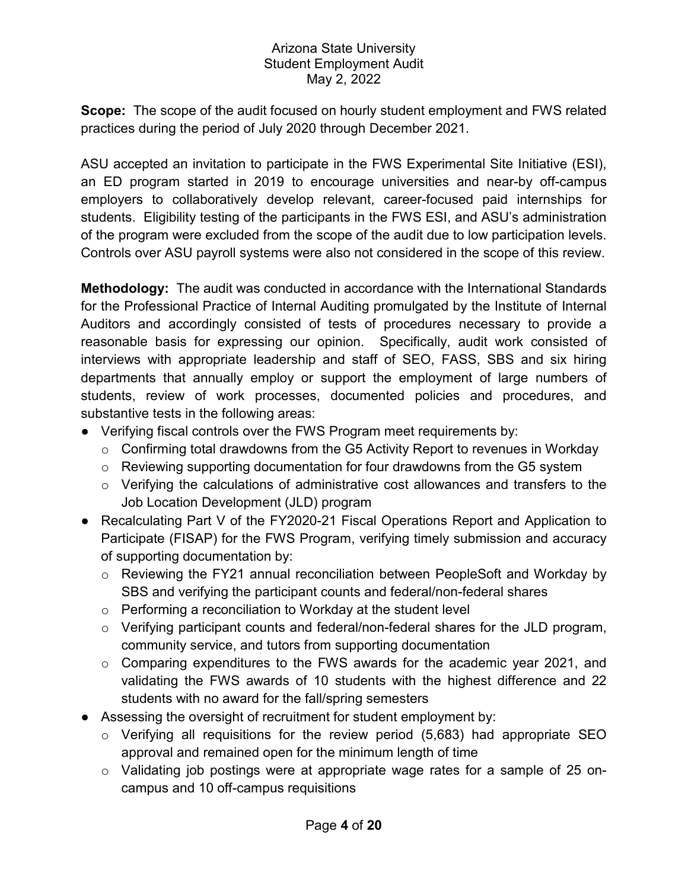**Scope:** The scope of the audit focused on hourly student employment and FWS related practices during the period of July 2020 through December 2021.

ASU accepted an invitation to participate in the FWS Experimental Site Initiative (ESI), an ED program started in 2019 to encourage universities and near-by off-campus employers to collaboratively develop relevant, career-focused paid internships for students. Eligibility testing of the participants in the FWS ESI, and ASU's administration of the program were excluded from the scope of the audit due to low participation levels. Controls over ASU payroll systems were also not considered in the scope of this review.

**Methodology:** The audit was conducted in accordance with the International Standards for the Professional Practice of Internal Auditing promulgated by the Institute of Internal Auditors and accordingly consisted of tests of procedures necessary to provide a reasonable basis for expressing our opinion. Specifically, audit work consisted of interviews with appropriate leadership and staff of SEO, FASS, SBS and six hiring departments that annually employ or support the employment of large numbers of students, review of work processes, documented policies and procedures, and substantive tests in the following areas:

- Verifying fiscal controls over the FWS Program meet requirements by:
  - Confirming total drawdowns from the G5 Activity Report to revenues in Workday
  - Reviewing supporting documentation for four drawdowns from the G5 system
  - Verifying the calculations of administrative cost allowances and transfers to the Job Location Development (JLD) program
- Recalculating Part V of the FY2020-21 Fiscal Operations Report and Application to Participate (FISAP) for the FWS Program, verifying timely submission and accuracy of supporting documentation by:
  - Reviewing the FY21 annual reconciliation between PeopleSoft and Workday by SBS and verifying the participant counts and federal/non-federal shares
  - Performing a reconciliation to Workday at the student level
  - Verifying participant counts and federal/non-federal shares for the JLD program, community service, and tutors from supporting documentation
  - Comparing expenditures to the FWS awards for the academic year 2021, and validating the FWS awards of 10 students with the highest difference and 22 students with no award for the fall/spring semesters
- Assessing the oversight of recruitment for student employment by:
  - Verifying all requisitions for the review period (5,683) had appropriate SEO approval and remained open for the minimum length of time
  - Validating job postings were at appropriate wage rates for a sample of 25 on-campus and 10 off-campus requisitions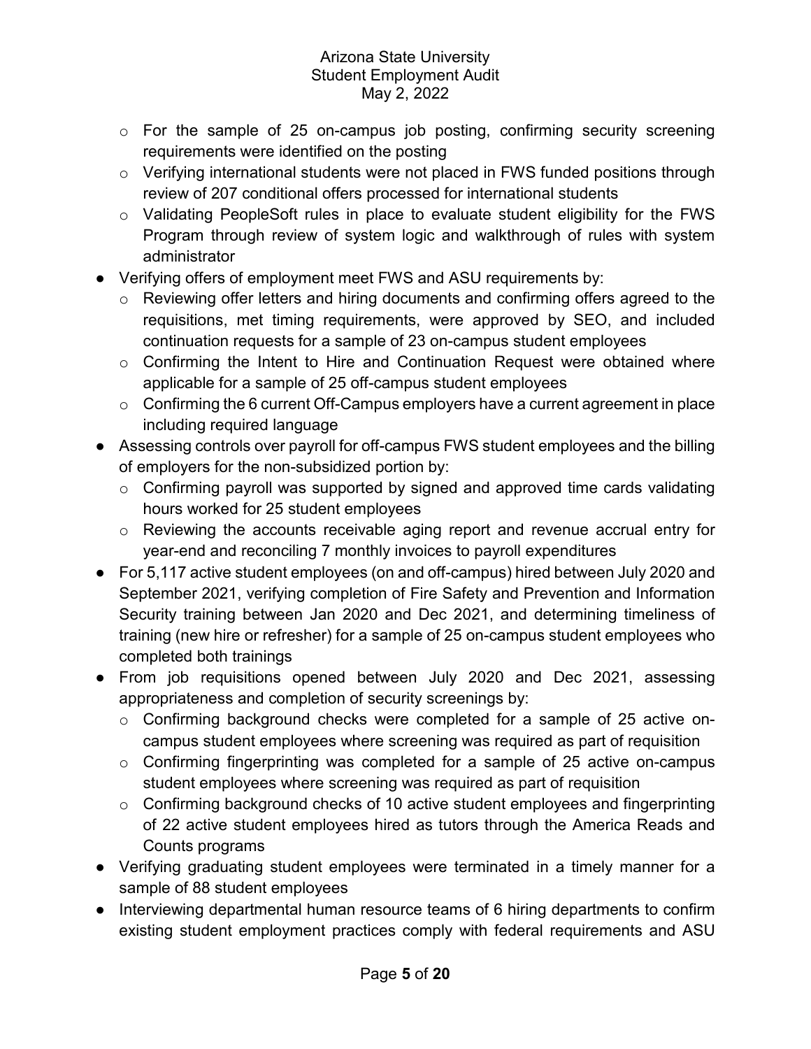- For the sample of 25 on-campus job posting, confirming security screening requirements were identified on the posting
  - Verifying international students were not placed in FWS funded positions through review of 207 conditional offers processed for international students
  - Validating PeopleSoft rules in place to evaluate student eligibility for the FWS Program through review of system logic and walkthrough of rules with system administrator
- Verifying offers of employment meet FWS and ASU requirements by:
  - Reviewing offer letters and hiring documents and confirming offers agreed to the requisitions, met timing requirements, were approved by SEO, and included continuation requests for a sample of 23 on-campus student employees
  - Confirming the Intent to Hire and Continuation Request were obtained where applicable for a sample of 25 off-campus student employees
  - Confirming the 6 current Off-Campus employers have a current agreement in place including required language
- Assessing controls over payroll for off-campus FWS student employees and the billing of employers for the non-subsidized portion by:
  - Confirming payroll was supported by signed and approved time cards validating hours worked for 25 student employees
  - Reviewing the accounts receivable aging report and revenue accrual entry for year-end and reconciling 7 monthly invoices to payroll expenditures
- For 5,117 active student employees (on and off-campus) hired between July 2020 and September 2021, verifying completion of Fire Safety and Prevention and Information Security training between Jan 2020 and Dec 2021, and determining timeliness of training (new hire or refresher) for a sample of 25 on-campus student employees who completed both trainings
- From job requisitions opened between July 2020 and Dec 2021, assessing appropriateness and completion of security screenings by:
  - Confirming background checks were completed for a sample of 25 active on-campus student employees where screening was required as part of requisition
  - Confirming fingerprinting was completed for a sample of 25 active on-campus student employees where screening was required as part of requisition
  - Confirming background checks of 10 active student employees and fingerprinting of 22 active student employees hired as tutors through the America Reads and Counts programs
- Verifying graduating student employees were terminated in a timely manner for a sample of 88 student employees
- Interviewing departmental human resource teams of 6 hiring departments to confirm existing student employment practices comply with federal requirements and ASU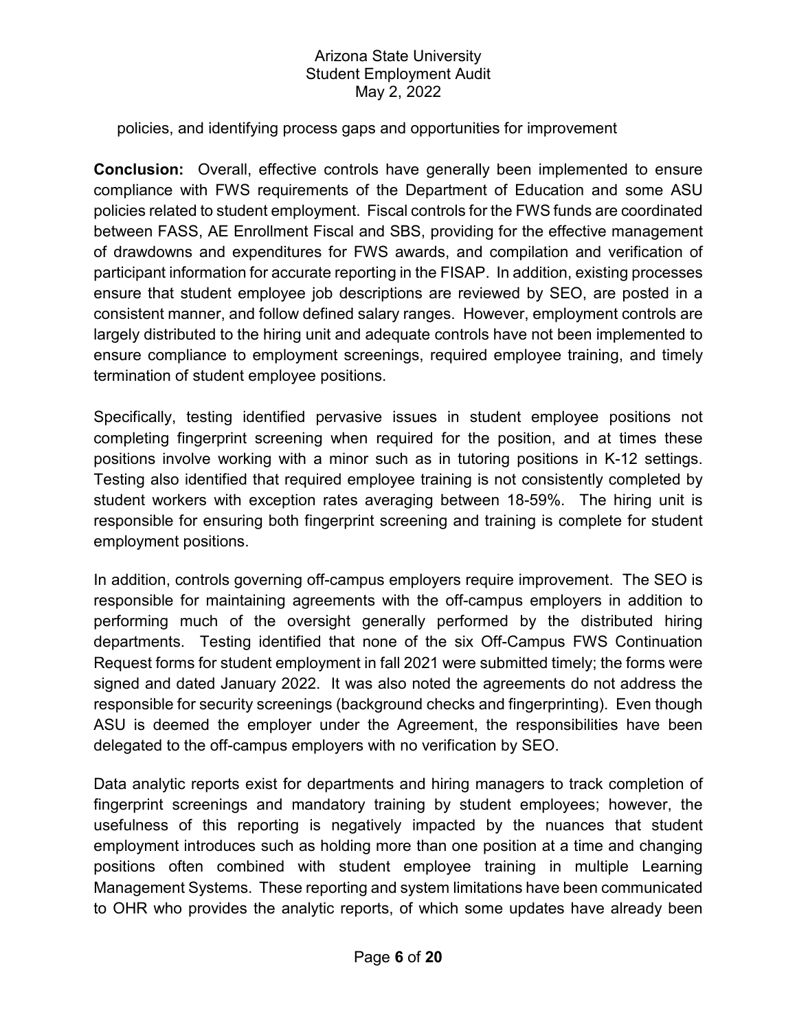policies, and identifying process gaps and opportunities for improvement

**Conclusion:** Overall, effective controls have generally been implemented to ensure compliance with FWS requirements of the Department of Education and some ASU policies related to student employment. Fiscal controls for the FWS funds are coordinated between FASS, AE Enrollment Fiscal and SBS, providing for the effective management of drawdowns and expenditures for FWS awards, and compilation and verification of participant information for accurate reporting in the FISAP. In addition, existing processes ensure that student employee job descriptions are reviewed by SEO, are posted in a consistent manner, and follow defined salary ranges. However, employment controls are largely distributed to the hiring unit and adequate controls have not been implemented to ensure compliance to employment screenings, required employee training, and timely termination of student employee positions.

Specifically, testing identified pervasive issues in student employee positions not completing fingerprint screening when required for the position, and at times these positions involve working with a minor such as in tutoring positions in K-12 settings. Testing also identified that required employee training is not consistently completed by student workers with exception rates averaging between 18-59%. The hiring unit is responsible for ensuring both fingerprint screening and training is complete for student employment positions.

In addition, controls governing off-campus employers require improvement. The SEO is responsible for maintaining agreements with the off-campus employers in addition to performing much of the oversight generally performed by the distributed hiring departments. Testing identified that none of the six Off-Campus FWS Continuation Request forms for student employment in fall 2021 were submitted timely; the forms were signed and dated January 2022. It was also noted the agreements do not address the responsible for security screenings (background checks and fingerprinting). Even though ASU is deemed the employer under the Agreement, the responsibilities have been delegated to the off-campus employers with no verification by SEO.

Data analytic reports exist for departments and hiring managers to track completion of fingerprint screenings and mandatory training by student employees; however, the usefulness of this reporting is negatively impacted by the nuances that student employment introduces such as holding more than one position at a time and changing positions often combined with student employee training in multiple Learning Management Systems. These reporting and system limitations have been communicated to OHR who provides the analytic reports, of which some updates have already been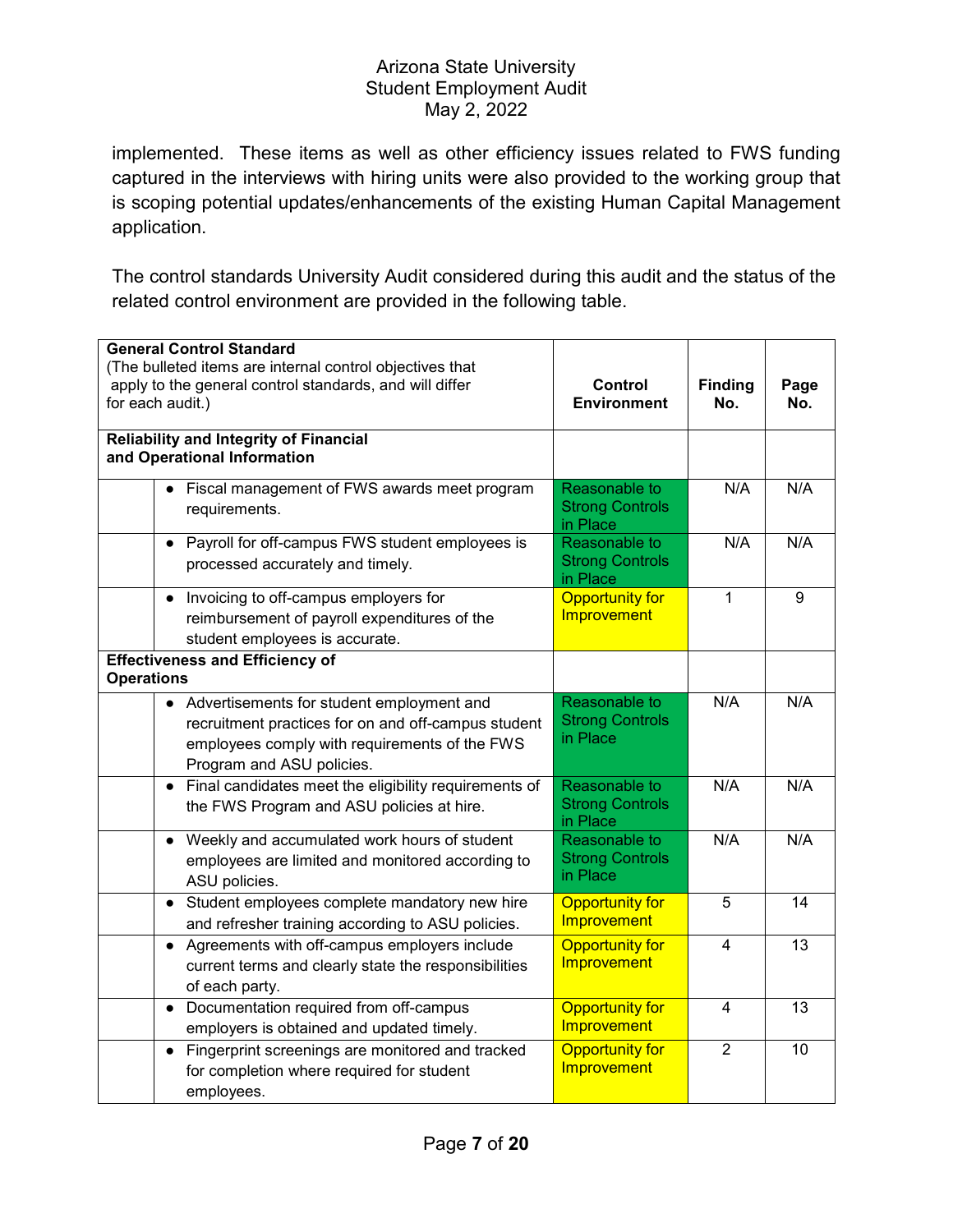implemented. These items as well as other efficiency issues related to FWS funding captured in the interviews with hiring units were also provided to the working group that is scoping potential updates/enhancements of the existing Human Capital Management application.

The control standards University Audit considered during this audit and the status of the related control environment are provided in the following table.

| General Control Standard (The bulleted items are internal control objectives that apply to the general control standards, and will differ for each audit.) | Control Environment | Finding No. | Page No. |
|---|---|---|---|
| **Reliability and Integrity of Financial and Operational Information** | | | |
| • Fiscal management of FWS awards meet program requirements. | Reasonable to Strong Controls in Place | N/A | N/A |
| • Payroll for off-campus FWS student employees is processed accurately and timely. | Reasonable to Strong Controls in Place | N/A | N/A |
| • Invoicing to off-campus employers for reimbursement of payroll expenditures of the student employees is accurate. | Opportunity for Improvement | 1 | 9 |
| **Effectiveness and Efficiency of Operations** | | | |
| • Advertisements for student employment and recruitment practices for on and off-campus student employees comply with requirements of the FWS Program and ASU policies. | Reasonable to Strong Controls in Place | N/A | N/A |
| • Final candidates meet the eligibility requirements of the FWS Program and ASU policies at hire. | Reasonable to Strong Controls in Place | N/A | N/A |
| • Weekly and accumulated work hours of student employees are limited and monitored according to ASU policies. | Reasonable to Strong Controls in Place | N/A | N/A |
| • Student employees complete mandatory new hire and refresher training according to ASU policies. | Opportunity for Improvement | 5 | 14 |
| • Agreements with off-campus employers include current terms and clearly state the responsibilities of each party. | Opportunity for Improvement | 4 | 13 |
| • Documentation required from off-campus employers is obtained and updated timely. | Opportunity for Improvement | 4 | 13 |
| • Fingerprint screenings are monitored and tracked for completion where required for student employees. | Opportunity for Improvement | 2 | 10 |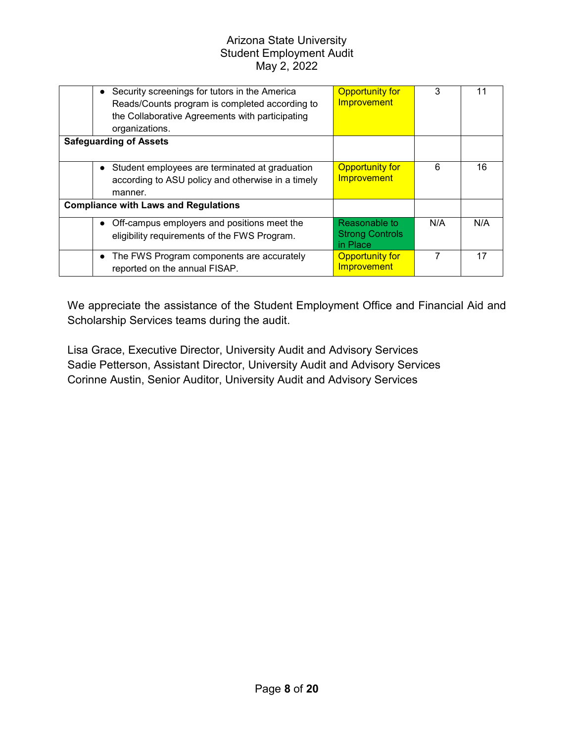| | | | | |
|---|---|---|---|---|
| | • Security screenings for tutors in the America Reads/Counts program is completed according to the Collaborative Agreements with participating organizations. | Opportunity for Improvement | 3 | 11 |
| **Safeguarding of Assets** | | | | |
| | • Student employees are terminated at graduation according to ASU policy and otherwise in a timely manner. | Opportunity for Improvement | 6 | 16 |
| **Compliance with Laws and Regulations** | | | | |
| | • Off-campus employers and positions meet the eligibility requirements of the FWS Program. | Reasonable to Strong Controls in Place | N/A | N/A |
| | • The FWS Program components are accurately reported on the annual FISAP. | Opportunity for Improvement | 7 | 17 |

We appreciate the assistance of the Student Employment Office and Financial Aid and Scholarship Services teams during the audit.

Lisa Grace, Executive Director, University Audit and Advisory Services
Sadie Petterson, Assistant Director, University Audit and Advisory Services
Corinne Austin, Senior Auditor, University Audit and Advisory Services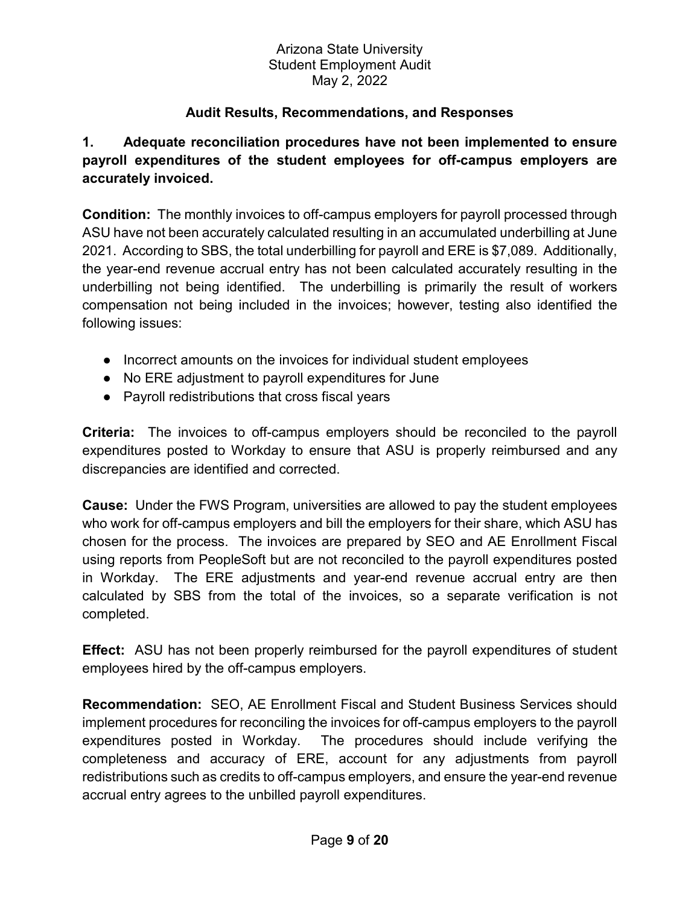## Audit Results, Recommendations, and Responses

**1. Adequate reconciliation procedures have not been implemented to ensure payroll expenditures of the student employees for off-campus employers are accurately invoiced.**

**Condition:** The monthly invoices to off-campus employers for payroll processed through ASU have not been accurately calculated resulting in an accumulated underbilling at June 2021. According to SBS, the total underbilling for payroll and ERE is $7,089. Additionally, the year-end revenue accrual entry has not been calculated accurately resulting in the underbilling not being identified. The underbilling is primarily the result of workers compensation not being included in the invoices; however, testing also identified the following issues:

- Incorrect amounts on the invoices for individual student employees
- No ERE adjustment to payroll expenditures for June
- Payroll redistributions that cross fiscal years

**Criteria:** The invoices to off-campus employers should be reconciled to the payroll expenditures posted to Workday to ensure that ASU is properly reimbursed and any discrepancies are identified and corrected.

**Cause:** Under the FWS Program, universities are allowed to pay the student employees who work for off-campus employers and bill the employers for their share, which ASU has chosen for the process. The invoices are prepared by SEO and AE Enrollment Fiscal using reports from PeopleSoft but are not reconciled to the payroll expenditures posted in Workday. The ERE adjustments and year-end revenue accrual entry are then calculated by SBS from the total of the invoices, so a separate verification is not completed.

**Effect:** ASU has not been properly reimbursed for the payroll expenditures of student employees hired by the off-campus employers.

**Recommendation:** SEO, AE Enrollment Fiscal and Student Business Services should implement procedures for reconciling the invoices for off-campus employers to the payroll expenditures posted in Workday. The procedures should include verifying the completeness and accuracy of ERE, account for any adjustments from payroll redistributions such as credits to off-campus employers, and ensure the year-end revenue accrual entry agrees to the unbilled payroll expenditures.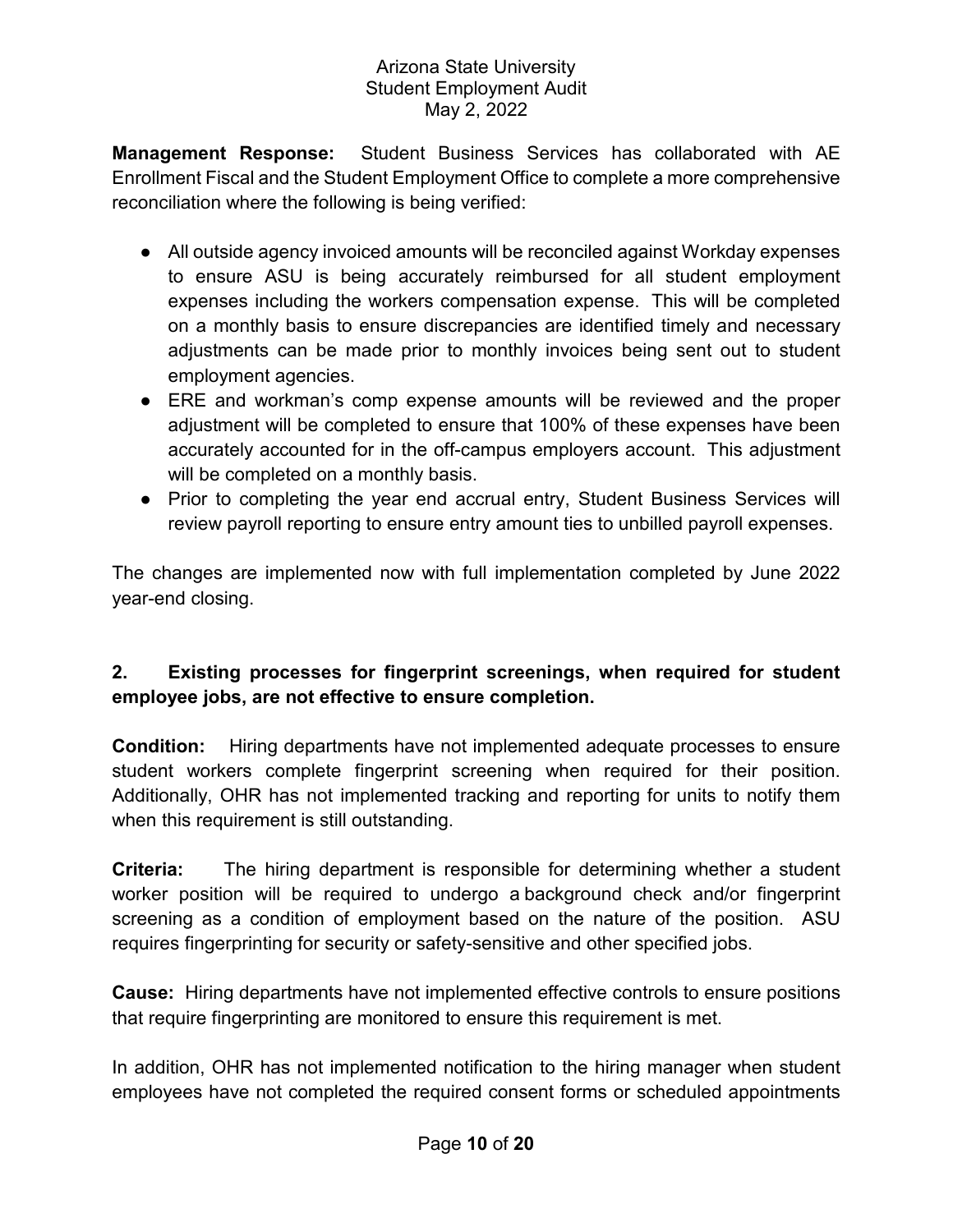**Management Response:** Student Business Services has collaborated with AE Enrollment Fiscal and the Student Employment Office to complete a more comprehensive reconciliation where the following is being verified:

- All outside agency invoiced amounts will be reconciled against Workday expenses to ensure ASU is being accurately reimbursed for all student employment expenses including the workers compensation expense. This will be completed on a monthly basis to ensure discrepancies are identified timely and necessary adjustments can be made prior to monthly invoices being sent out to student employment agencies.
- ERE and workman's comp expense amounts will be reviewed and the proper adjustment will be completed to ensure that 100% of these expenses have been accurately accounted for in the off-campus employers account. This adjustment will be completed on a monthly basis.
- Prior to completing the year end accrual entry, Student Business Services will review payroll reporting to ensure entry amount ties to unbilled payroll expenses.

The changes are implemented now with full implementation completed by June 2022 year-end closing.

### 2. Existing processes for fingerprint screenings, when required for student employee jobs, are not effective to ensure completion.

**Condition:** Hiring departments have not implemented adequate processes to ensure student workers complete fingerprint screening when required for their position. Additionally, OHR has not implemented tracking and reporting for units to notify them when this requirement is still outstanding.

**Criteria:** The hiring department is responsible for determining whether a student worker position will be required to undergo a background check and/or fingerprint screening as a condition of employment based on the nature of the position. ASU requires fingerprinting for security or safety-sensitive and other specified jobs.

**Cause:** Hiring departments have not implemented effective controls to ensure positions that require fingerprinting are monitored to ensure this requirement is met.

In addition, OHR has not implemented notification to the hiring manager when student employees have not completed the required consent forms or scheduled appointments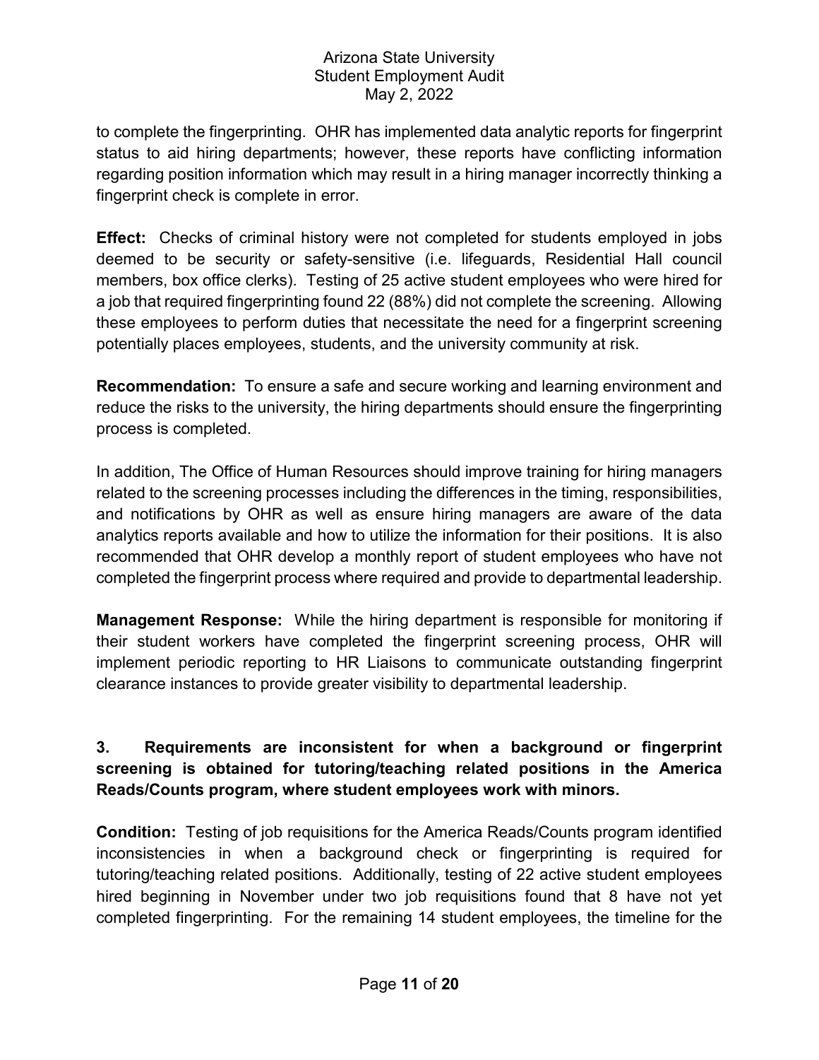to complete the fingerprinting. OHR has implemented data analytic reports for fingerprint status to aid hiring departments; however, these reports have conflicting information regarding position information which may result in a hiring manager incorrectly thinking a fingerprint check is complete in error.

**Effect:** Checks of criminal history were not completed for students employed in jobs deemed to be security or safety-sensitive (i.e. lifeguards, Residential Hall council members, box office clerks). Testing of 25 active student employees who were hired for a job that required fingerprinting found 22 (88%) did not complete the screening. Allowing these employees to perform duties that necessitate the need for a fingerprint screening potentially places employees, students, and the university community at risk.

**Recommendation:** To ensure a safe and secure working and learning environment and reduce the risks to the university, the hiring departments should ensure the fingerprinting process is completed.

In addition, The Office of Human Resources should improve training for hiring managers related to the screening processes including the differences in the timing, responsibilities, and notifications by OHR as well as ensure hiring managers are aware of the data analytics reports available and how to utilize the information for their positions. It is also recommended that OHR develop a monthly report of student employees who have not completed the fingerprint process where required and provide to departmental leadership.

**Management Response:** While the hiring department is responsible for monitoring if their student workers have completed the fingerprint screening process, OHR will implement periodic reporting to HR Liaisons to communicate outstanding fingerprint clearance instances to provide greater visibility to departmental leadership.

### 3. Requirements are inconsistent for when a background or fingerprint screening is obtained for tutoring/teaching related positions in the America Reads/Counts program, where student employees work with minors.

**Condition:** Testing of job requisitions for the America Reads/Counts program identified inconsistencies in when a background check or fingerprinting is required for tutoring/teaching related positions. Additionally, testing of 22 active student employees hired beginning in November under two job requisitions found that 8 have not yet completed fingerprinting. For the remaining 14 student employees, the timeline for the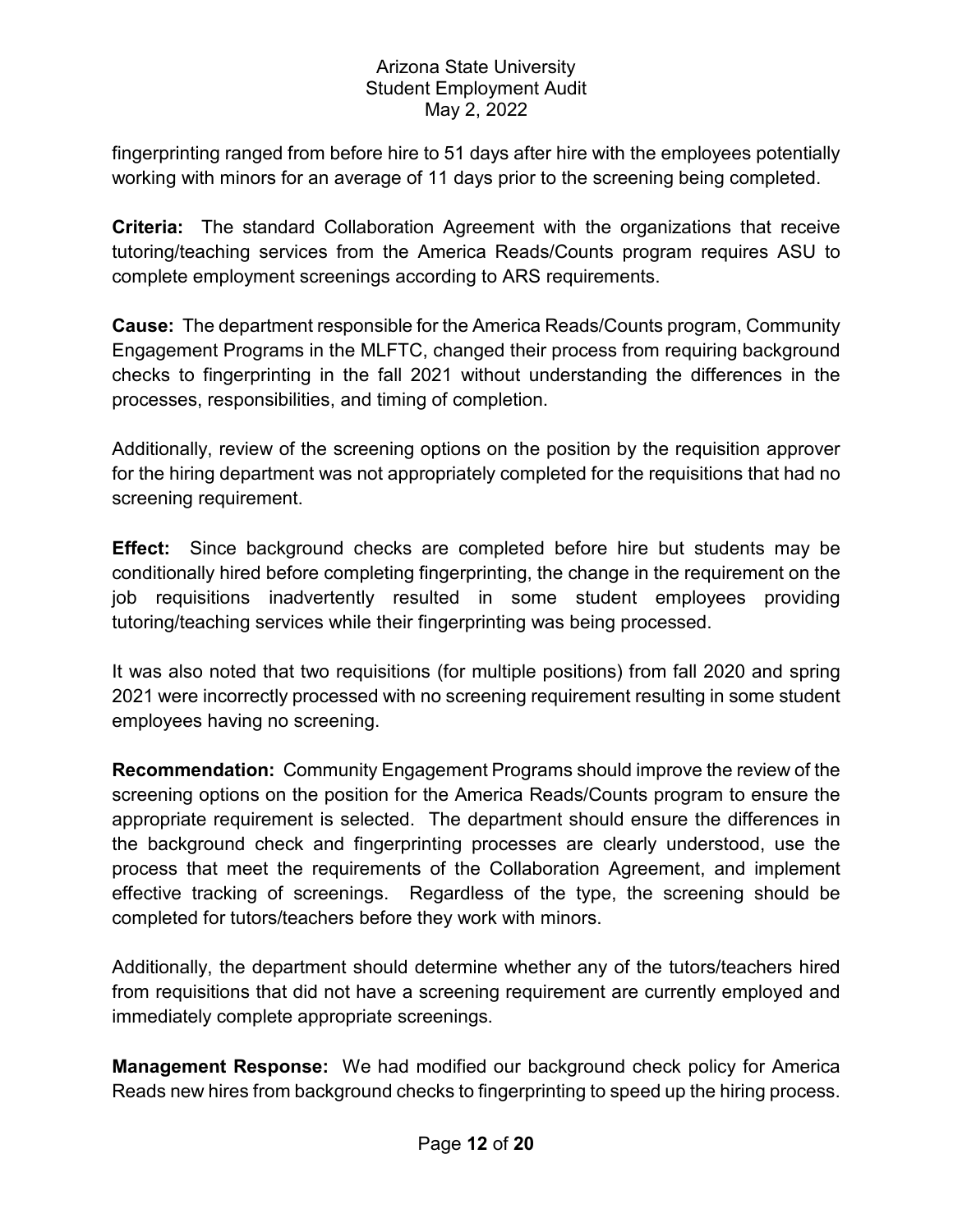fingerprinting ranged from before hire to 51 days after hire with the employees potentially working with minors for an average of 11 days prior to the screening being completed.

**Criteria:** The standard Collaboration Agreement with the organizations that receive tutoring/teaching services from the America Reads/Counts program requires ASU to complete employment screenings according to ARS requirements.

**Cause:** The department responsible for the America Reads/Counts program, Community Engagement Programs in the MLFTC, changed their process from requiring background checks to fingerprinting in the fall 2021 without understanding the differences in the processes, responsibilities, and timing of completion.

Additionally, review of the screening options on the position by the requisition approver for the hiring department was not appropriately completed for the requisitions that had no screening requirement.

**Effect:** Since background checks are completed before hire but students may be conditionally hired before completing fingerprinting, the change in the requirement on the job requisitions inadvertently resulted in some student employees providing tutoring/teaching services while their fingerprinting was being processed.

It was also noted that two requisitions (for multiple positions) from fall 2020 and spring 2021 were incorrectly processed with no screening requirement resulting in some student employees having no screening.

**Recommendation:** Community Engagement Programs should improve the review of the screening options on the position for the America Reads/Counts program to ensure the appropriate requirement is selected. The department should ensure the differences in the background check and fingerprinting processes are clearly understood, use the process that meet the requirements of the Collaboration Agreement, and implement effective tracking of screenings. Regardless of the type, the screening should be completed for tutors/teachers before they work with minors.

Additionally, the department should determine whether any of the tutors/teachers hired from requisitions that did not have a screening requirement are currently employed and immediately complete appropriate screenings.

**Management Response:** We had modified our background check policy for America Reads new hires from background checks to fingerprinting to speed up the hiring process.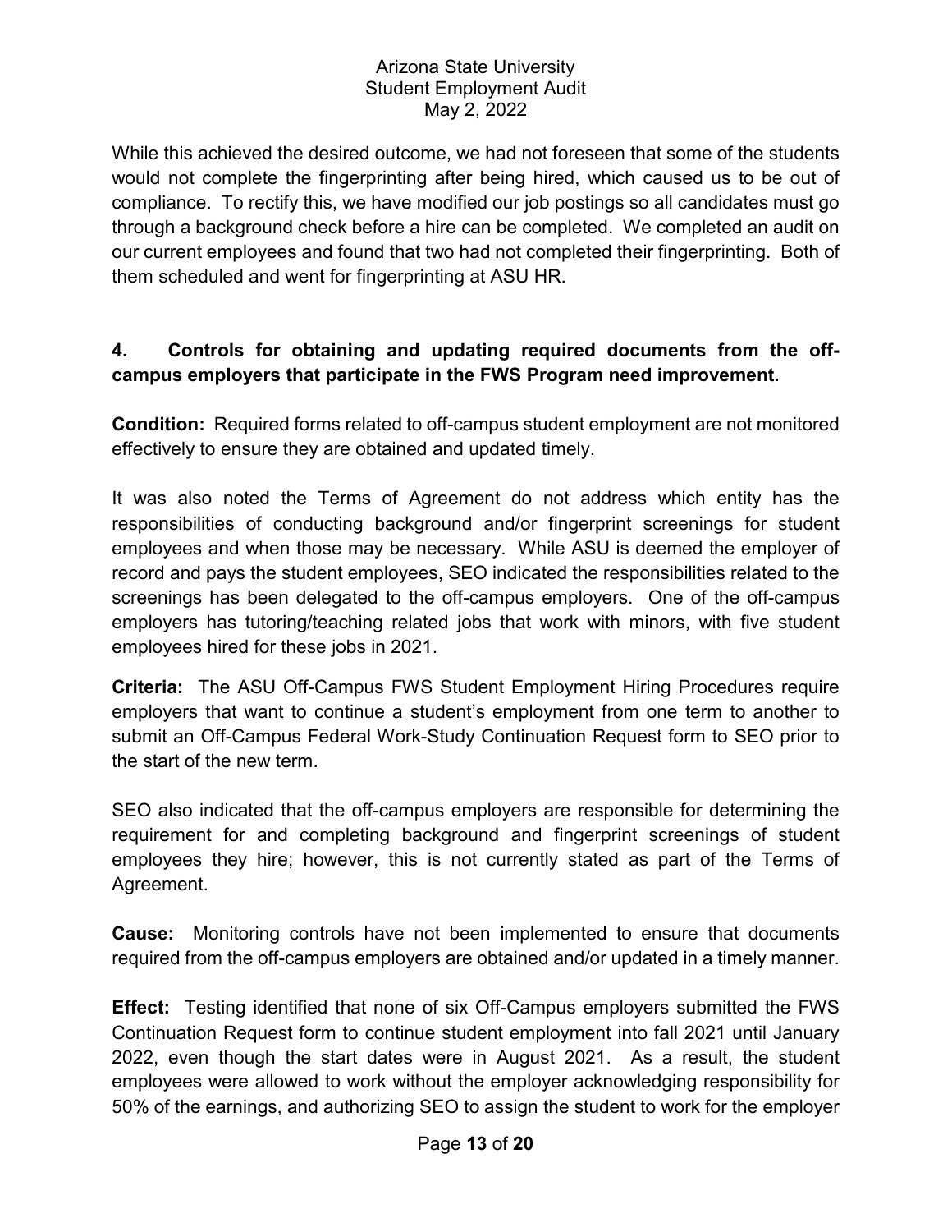While this achieved the desired outcome, we had not foreseen that some of the students would not complete the fingerprinting after being hired, which caused us to be out of compliance. To rectify this, we have modified our job postings so all candidates must go through a background check before a hire can be completed. We completed an audit on our current employees and found that two had not completed their fingerprinting. Both of them scheduled and went for fingerprinting at ASU HR.

**4. Controls for obtaining and updating required documents from the off-campus employers that participate in the FWS Program need improvement.**

**Condition:** Required forms related to off-campus student employment are not monitored effectively to ensure they are obtained and updated timely.

It was also noted the Terms of Agreement do not address which entity has the responsibilities of conducting background and/or fingerprint screenings for student employees and when those may be necessary. While ASU is deemed the employer of record and pays the student employees, SEO indicated the responsibilities related to the screenings has been delegated to the off-campus employers. One of the off-campus employers has tutoring/teaching related jobs that work with minors, with five student employees hired for these jobs in 2021.

**Criteria:** The ASU Off-Campus FWS Student Employment Hiring Procedures require employers that want to continue a student's employment from one term to another to submit an Off-Campus Federal Work-Study Continuation Request form to SEO prior to the start of the new term.

SEO also indicated that the off-campus employers are responsible for determining the requirement for and completing background and fingerprint screenings of student employees they hire; however, this is not currently stated as part of the Terms of Agreement.

**Cause:** Monitoring controls have not been implemented to ensure that documents required from the off-campus employers are obtained and/or updated in a timely manner.

**Effect:** Testing identified that none of six Off-Campus employers submitted the FWS Continuation Request form to continue student employment into fall 2021 until January 2022, even though the start dates were in August 2021. As a result, the student employees were allowed to work without the employer acknowledging responsibility for 50% of the earnings, and authorizing SEO to assign the student to work for the employer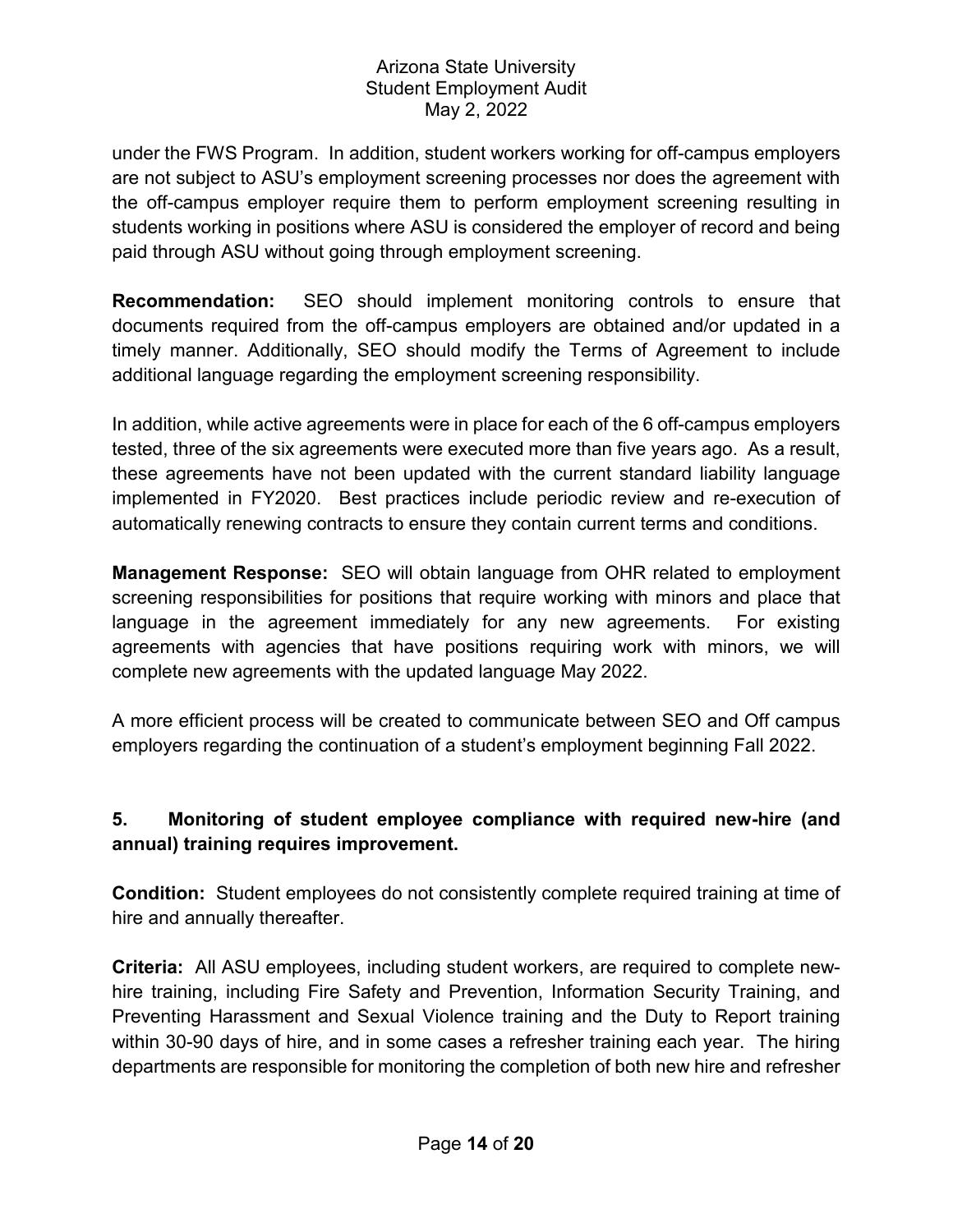under the FWS Program. In addition, student workers working for off-campus employers are not subject to ASU's employment screening processes nor does the agreement with the off-campus employer require them to perform employment screening resulting in students working in positions where ASU is considered the employer of record and being paid through ASU without going through employment screening.

**Recommendation:** SEO should implement monitoring controls to ensure that documents required from the off-campus employers are obtained and/or updated in a timely manner. Additionally, SEO should modify the Terms of Agreement to include additional language regarding the employment screening responsibility.

In addition, while active agreements were in place for each of the 6 off-campus employers tested, three of the six agreements were executed more than five years ago. As a result, these agreements have not been updated with the current standard liability language implemented in FY2020. Best practices include periodic review and re-execution of automatically renewing contracts to ensure they contain current terms and conditions.

**Management Response:** SEO will obtain language from OHR related to employment screening responsibilities for positions that require working with minors and place that language in the agreement immediately for any new agreements. For existing agreements with agencies that have positions requiring work with minors, we will complete new agreements with the updated language May 2022.

A more efficient process will be created to communicate between SEO and Off campus employers regarding the continuation of a student's employment beginning Fall 2022.

### 5. Monitoring of student employee compliance with required new-hire (and annual) training requires improvement.

**Condition:** Student employees do not consistently complete required training at time of hire and annually thereafter.

**Criteria:** All ASU employees, including student workers, are required to complete new-hire training, including Fire Safety and Prevention, Information Security Training, and Preventing Harassment and Sexual Violence training and the Duty to Report training within 30-90 days of hire, and in some cases a refresher training each year. The hiring departments are responsible for monitoring the completion of both new hire and refresher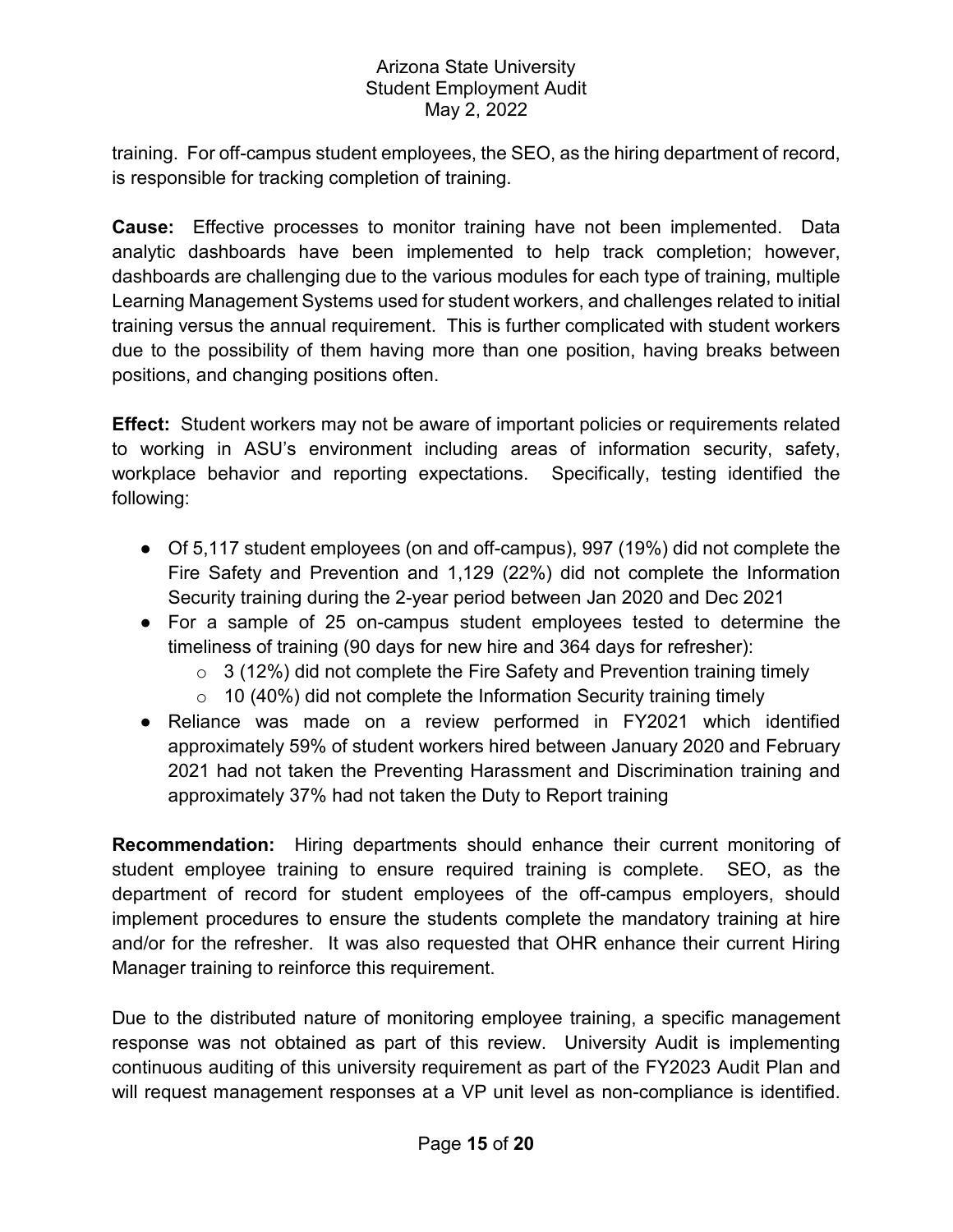training. For off-campus student employees, the SEO, as the hiring department of record, is responsible for tracking completion of training.

**Cause:** Effective processes to monitor training have not been implemented. Data analytic dashboards have been implemented to help track completion; however, dashboards are challenging due to the various modules for each type of training, multiple Learning Management Systems used for student workers, and challenges related to initial training versus the annual requirement. This is further complicated with student workers due to the possibility of them having more than one position, having breaks between positions, and changing positions often.

**Effect:** Student workers may not be aware of important policies or requirements related to working in ASU's environment including areas of information security, safety, workplace behavior and reporting expectations. Specifically, testing identified the following:

- Of 5,117 student employees (on and off-campus), 997 (19%) did not complete the Fire Safety and Prevention and 1,129 (22%) did not complete the Information Security training during the 2-year period between Jan 2020 and Dec 2021
- For a sample of 25 on-campus student employees tested to determine the timeliness of training (90 days for new hire and 364 days for refresher):
    - 3 (12%) did not complete the Fire Safety and Prevention training timely
    - 10 (40%) did not complete the Information Security training timely
- Reliance was made on a review performed in FY2021 which identified approximately 59% of student workers hired between January 2020 and February 2021 had not taken the Preventing Harassment and Discrimination training and approximately 37% had not taken the Duty to Report training

**Recommendation:** Hiring departments should enhance their current monitoring of student employee training to ensure required training is complete. SEO, as the department of record for student employees of the off-campus employers, should implement procedures to ensure the students complete the mandatory training at hire and/or for the refresher. It was also requested that OHR enhance their current Hiring Manager training to reinforce this requirement.

Due to the distributed nature of monitoring employee training, a specific management response was not obtained as part of this review. University Audit is implementing continuous auditing of this university requirement as part of the FY2023 Audit Plan and will request management responses at a VP unit level as non-compliance is identified.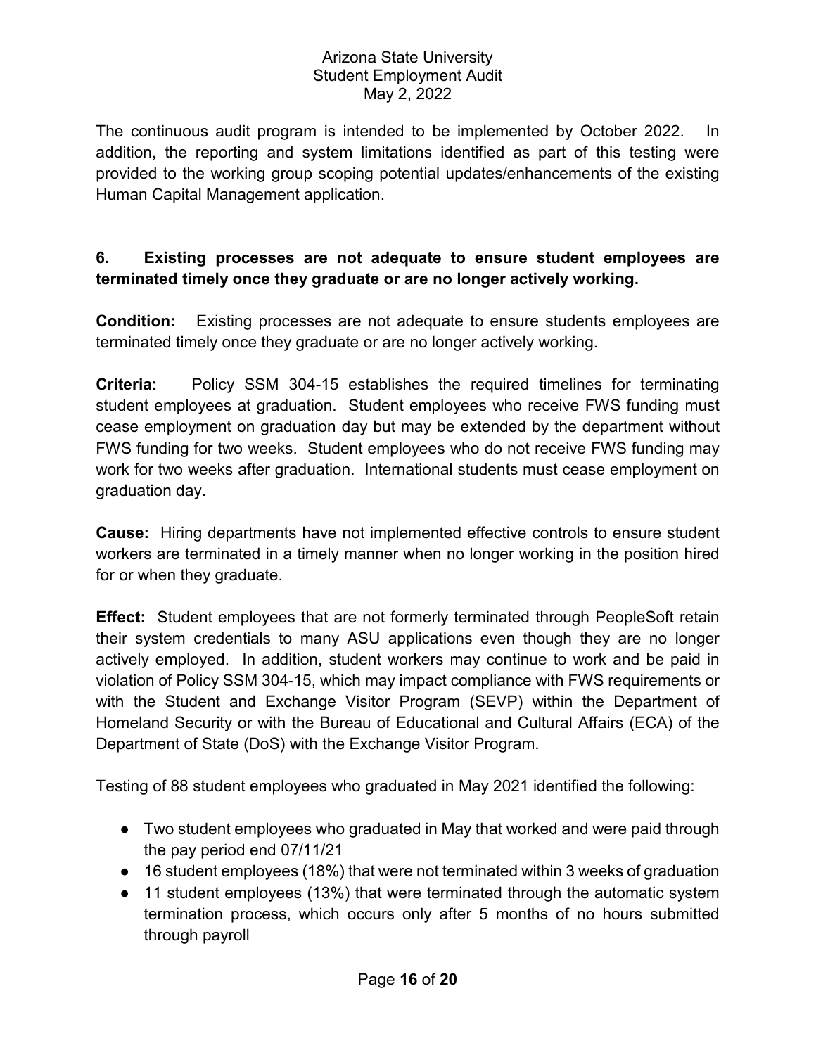The continuous audit program is intended to be implemented by October 2022. In addition, the reporting and system limitations identified as part of this testing were provided to the working group scoping potential updates/enhancements of the existing Human Capital Management application.

**6. Existing processes are not adequate to ensure student employees are terminated timely once they graduate or are no longer actively working.**

**Condition:** Existing processes are not adequate to ensure students employees are terminated timely once they graduate or are no longer actively working.

**Criteria:** Policy SSM 304-15 establishes the required timelines for terminating student employees at graduation. Student employees who receive FWS funding must cease employment on graduation day but may be extended by the department without FWS funding for two weeks. Student employees who do not receive FWS funding may work for two weeks after graduation. International students must cease employment on graduation day.

**Cause:** Hiring departments have not implemented effective controls to ensure student workers are terminated in a timely manner when no longer working in the position hired for or when they graduate.

**Effect:** Student employees that are not formerly terminated through PeopleSoft retain their system credentials to many ASU applications even though they are no longer actively employed. In addition, student workers may continue to work and be paid in violation of Policy SSM 304-15, which may impact compliance with FWS requirements or with the Student and Exchange Visitor Program (SEVP) within the Department of Homeland Security or with the Bureau of Educational and Cultural Affairs (ECA) of the Department of State (DoS) with the Exchange Visitor Program.

Testing of 88 student employees who graduated in May 2021 identified the following:

- Two student employees who graduated in May that worked and were paid through the pay period end 07/11/21
- 16 student employees (18%) that were not terminated within 3 weeks of graduation
- 11 student employees (13%) that were terminated through the automatic system termination process, which occurs only after 5 months of no hours submitted through payroll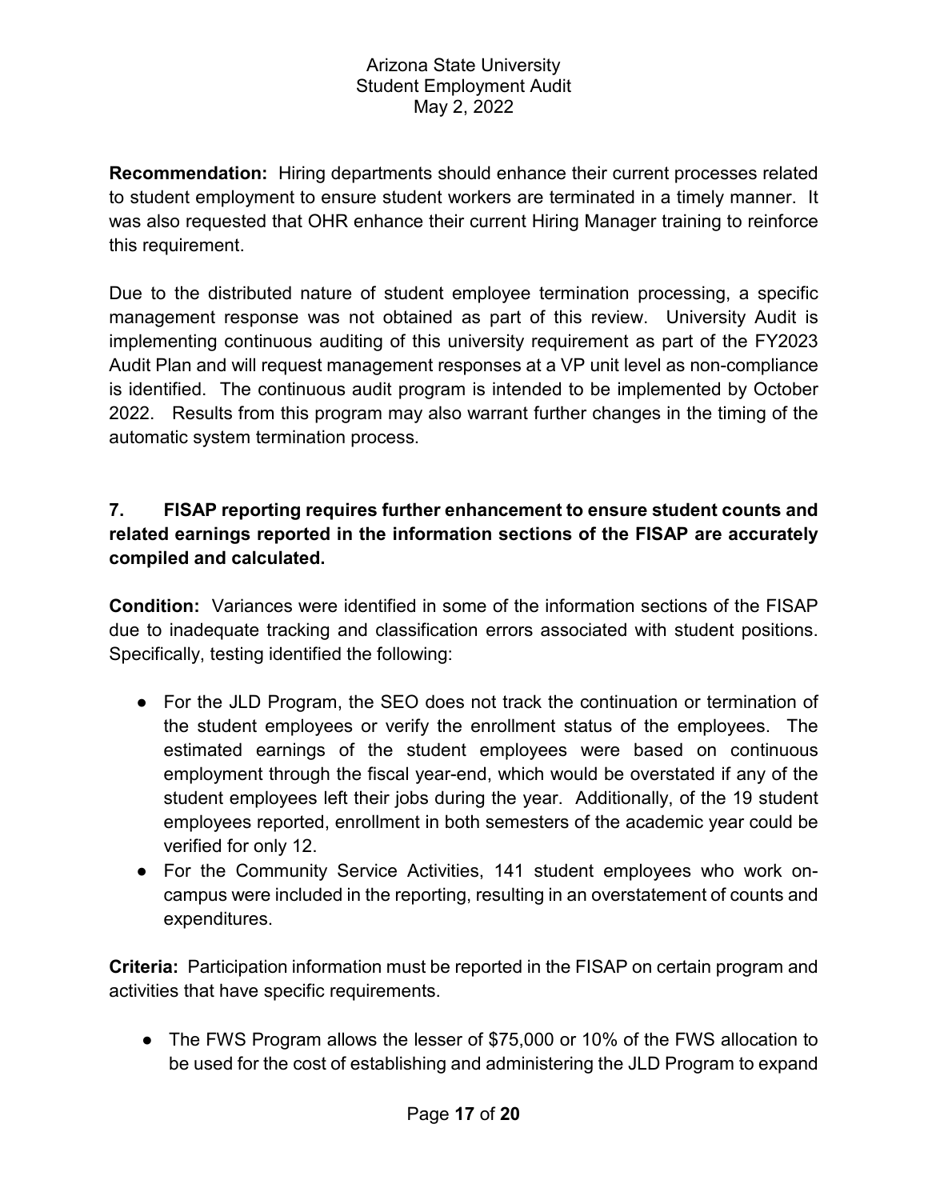**Recommendation:** Hiring departments should enhance their current processes related to student employment to ensure student workers are terminated in a timely manner. It was also requested that OHR enhance their current Hiring Manager training to reinforce this requirement.

Due to the distributed nature of student employee termination processing, a specific management response was not obtained as part of this review. University Audit is implementing continuous auditing of this university requirement as part of the FY2023 Audit Plan and will request management responses at a VP unit level as non-compliance is identified. The continuous audit program is intended to be implemented by October 2022. Results from this program may also warrant further changes in the timing of the automatic system termination process.

**7. FISAP reporting requires further enhancement to ensure student counts and related earnings reported in the information sections of the FISAP are accurately compiled and calculated.**

**Condition:** Variances were identified in some of the information sections of the FISAP due to inadequate tracking and classification errors associated with student positions. Specifically, testing identified the following:

- For the JLD Program, the SEO does not track the continuation or termination of the student employees or verify the enrollment status of the employees. The estimated earnings of the student employees were based on continuous employment through the fiscal year-end, which would be overstated if any of the student employees left their jobs during the year. Additionally, of the 19 student employees reported, enrollment in both semesters of the academic year could be verified for only 12.
- For the Community Service Activities, 141 student employees who work on-campus were included in the reporting, resulting in an overstatement of counts and expenditures.

**Criteria:** Participation information must be reported in the FISAP on certain program and activities that have specific requirements.

- The FWS Program allows the lesser of $75,000 or 10% of the FWS allocation to be used for the cost of establishing and administering the JLD Program to expand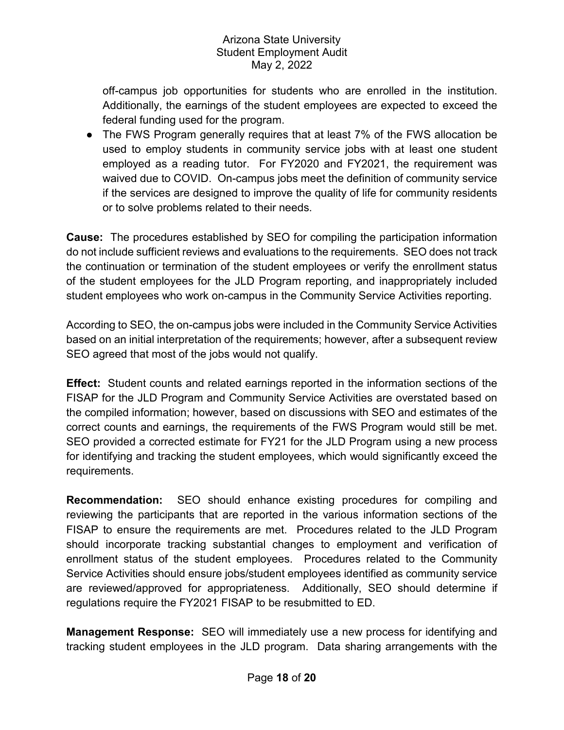off-campus job opportunities for students who are enrolled in the institution. Additionally, the earnings of the student employees are expected to exceed the federal funding used for the program.

- The FWS Program generally requires that at least 7% of the FWS allocation be used to employ students in community service jobs with at least one student employed as a reading tutor. For FY2020 and FY2021, the requirement was waived due to COVID. On-campus jobs meet the definition of community service if the services are designed to improve the quality of life for community residents or to solve problems related to their needs.

**Cause:** The procedures established by SEO for compiling the participation information do not include sufficient reviews and evaluations to the requirements. SEO does not track the continuation or termination of the student employees or verify the enrollment status of the student employees for the JLD Program reporting, and inappropriately included student employees who work on-campus in the Community Service Activities reporting.

According to SEO, the on-campus jobs were included in the Community Service Activities based on an initial interpretation of the requirements; however, after a subsequent review SEO agreed that most of the jobs would not qualify.

**Effect:** Student counts and related earnings reported in the information sections of the FISAP for the JLD Program and Community Service Activities are overstated based on the compiled information; however, based on discussions with SEO and estimates of the correct counts and earnings, the requirements of the FWS Program would still be met. SEO provided a corrected estimate for FY21 for the JLD Program using a new process for identifying and tracking the student employees, which would significantly exceed the requirements.

**Recommendation:** SEO should enhance existing procedures for compiling and reviewing the participants that are reported in the various information sections of the FISAP to ensure the requirements are met. Procedures related to the JLD Program should incorporate tracking substantial changes to employment and verification of enrollment status of the student employees. Procedures related to the Community Service Activities should ensure jobs/student employees identified as community service are reviewed/approved for appropriateness. Additionally, SEO should determine if regulations require the FY2021 FISAP to be resubmitted to ED.

**Management Response:** SEO will immediately use a new process for identifying and tracking student employees in the JLD program. Data sharing arrangements with the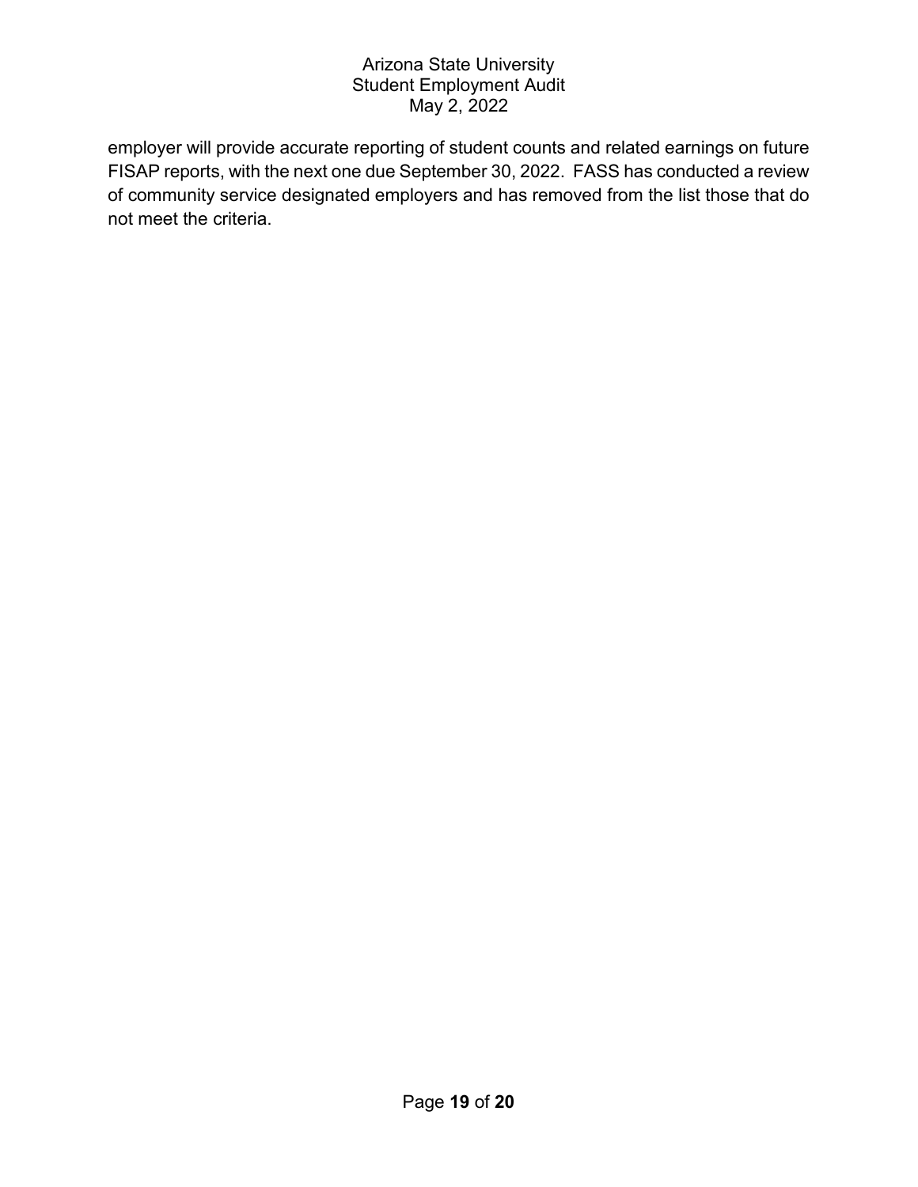employer will provide accurate reporting of student counts and related earnings on future FISAP reports, with the next one due September 30, 2022. FASS has conducted a review of community service designated employers and has removed from the list those that do not meet the criteria.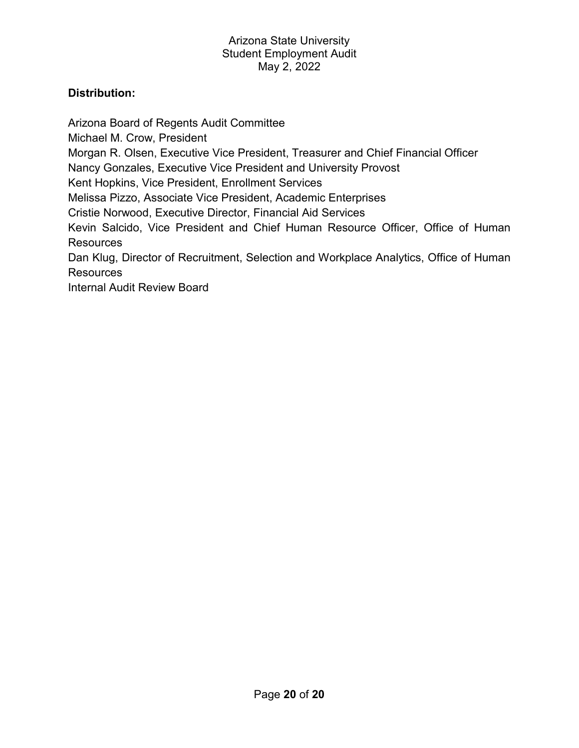**Distribution:**

Arizona Board of Regents Audit Committee
Michael M. Crow, President
Morgan R. Olsen, Executive Vice President, Treasurer and Chief Financial Officer
Nancy Gonzales, Executive Vice President and University Provost
Kent Hopkins, Vice President, Enrollment Services
Melissa Pizzo, Associate Vice President, Academic Enterprises
Cristie Norwood, Executive Director, Financial Aid Services
Kevin Salcido, Vice President and Chief Human Resource Officer, Office of Human Resources
Dan Klug, Director of Recruitment, Selection and Workplace Analytics, Office of Human Resources
Internal Audit Review Board